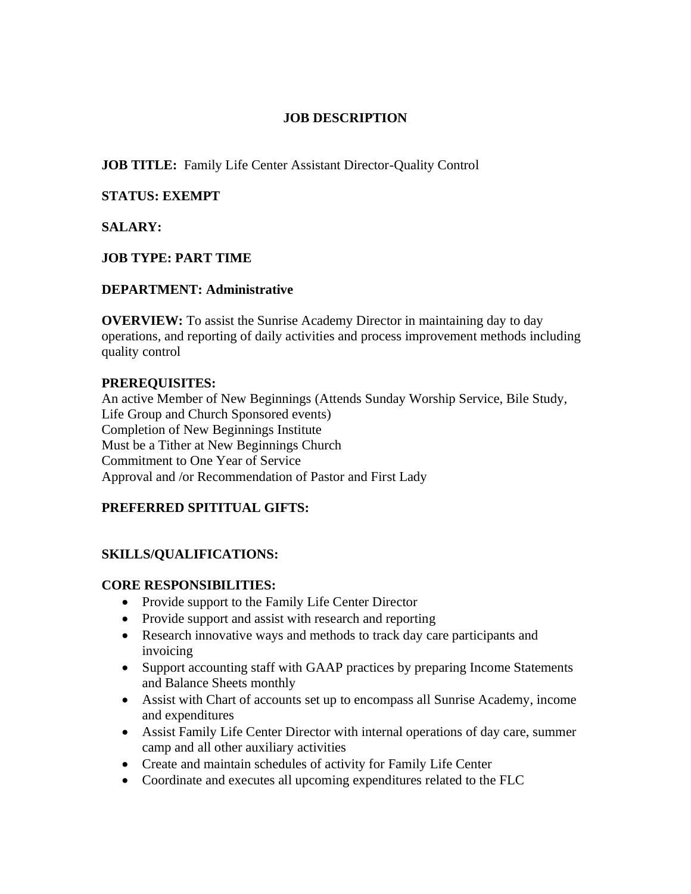# JOB DESCRIPTION

**JOB TITLE:** Family Life Center Assistant Director-Quality Control

**STATUS: EXEMPT**

**SALARY:**

**JOB TYPE: PART TIME**

**DEPARTMENT: Administrative**

**OVERVIEW:** To assist the Sunrise Academy Director in maintaining day to day operations, and reporting of daily activities and process improvement methods including quality control

**PREREQUISITES:**
An active Member of New Beginnings (Attends Sunday Worship Service, Bile Study, Life Group and Church Sponsored events)
Completion of New Beginnings Institute
Must be a Tither at New Beginnings Church
Commitment to One Year of Service
Approval and /or Recommendation of Pastor and First Lady

**PREFERRED SPITITUAL GIFTS:**

**SKILLS/QUALIFICATIONS:**

**CORE RESPONSIBILITIES:**

- Provide support to the Family Life Center Director
- Provide support and assist with research and reporting
- Research innovative ways and methods to track day care participants and invoicing
- Support accounting staff with GAAP practices by preparing Income Statements and Balance Sheets monthly
- Assist with Chart of accounts set up to encompass all Sunrise Academy, income and expenditures
- Assist Family Life Center Director with internal operations of day care, summer camp and all other auxiliary activities
- Create and maintain schedules of activity for Family Life Center
- Coordinate and executes all upcoming expenditures related to the FLC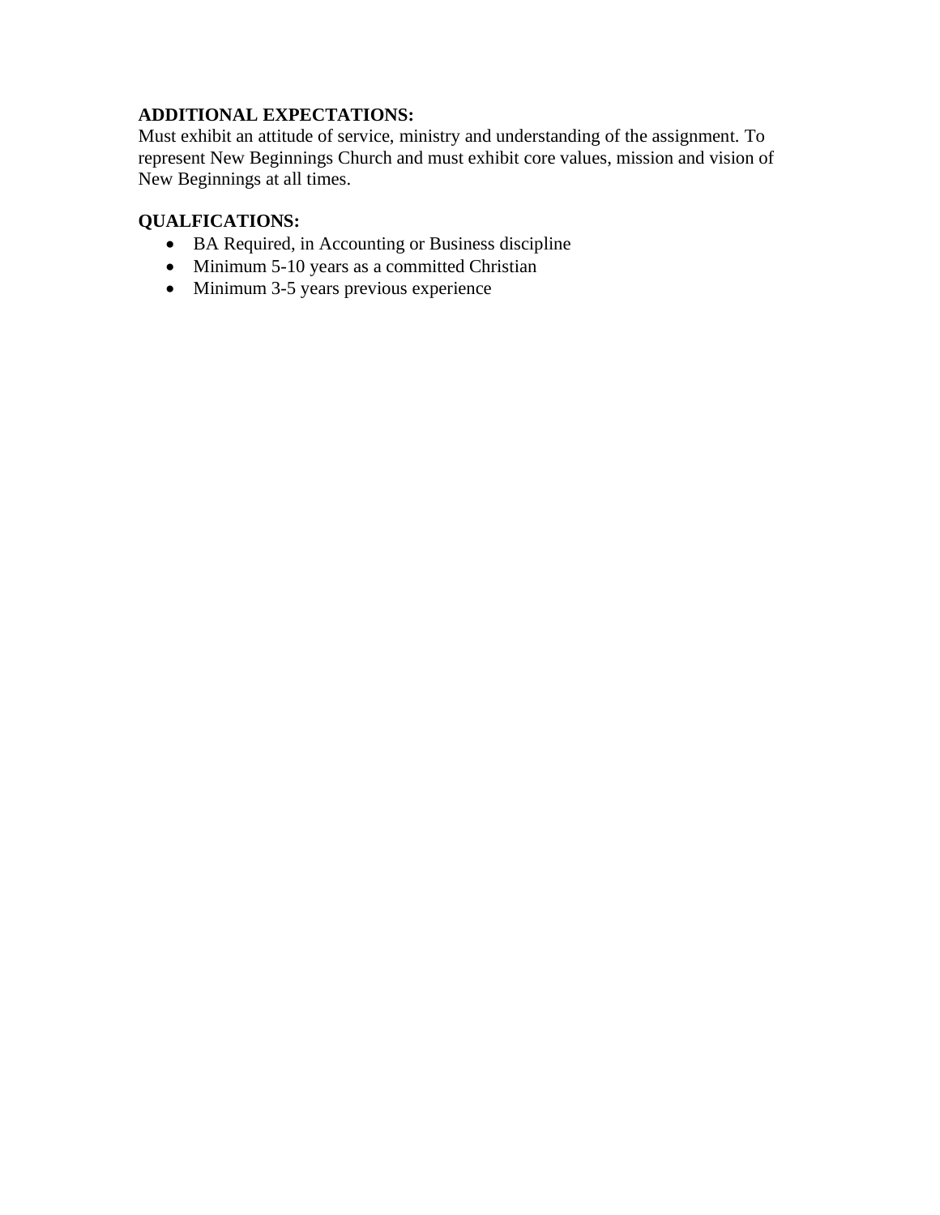**ADDITIONAL EXPECTATIONS:**
Must exhibit an attitude of service, ministry and understanding of the assignment. To represent New Beginnings Church and must exhibit core values, mission and vision of New Beginnings at all times.

**QUALFICATIONS:**

- BA Required, in Accounting or Business discipline
- Minimum 5-10 years as a committed Christian
- Minimum 3-5 years previous experience